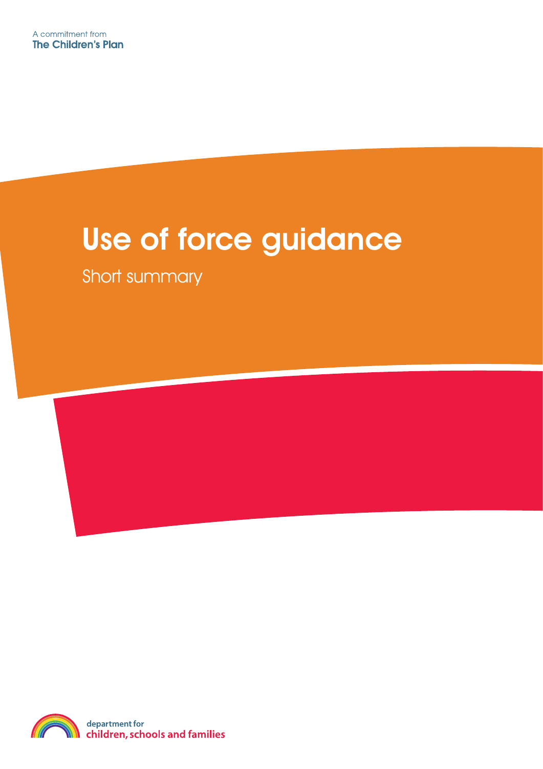A commitment from
**The Children's Plan**

# Use of force guidance

Short summary

department for
children, schools and families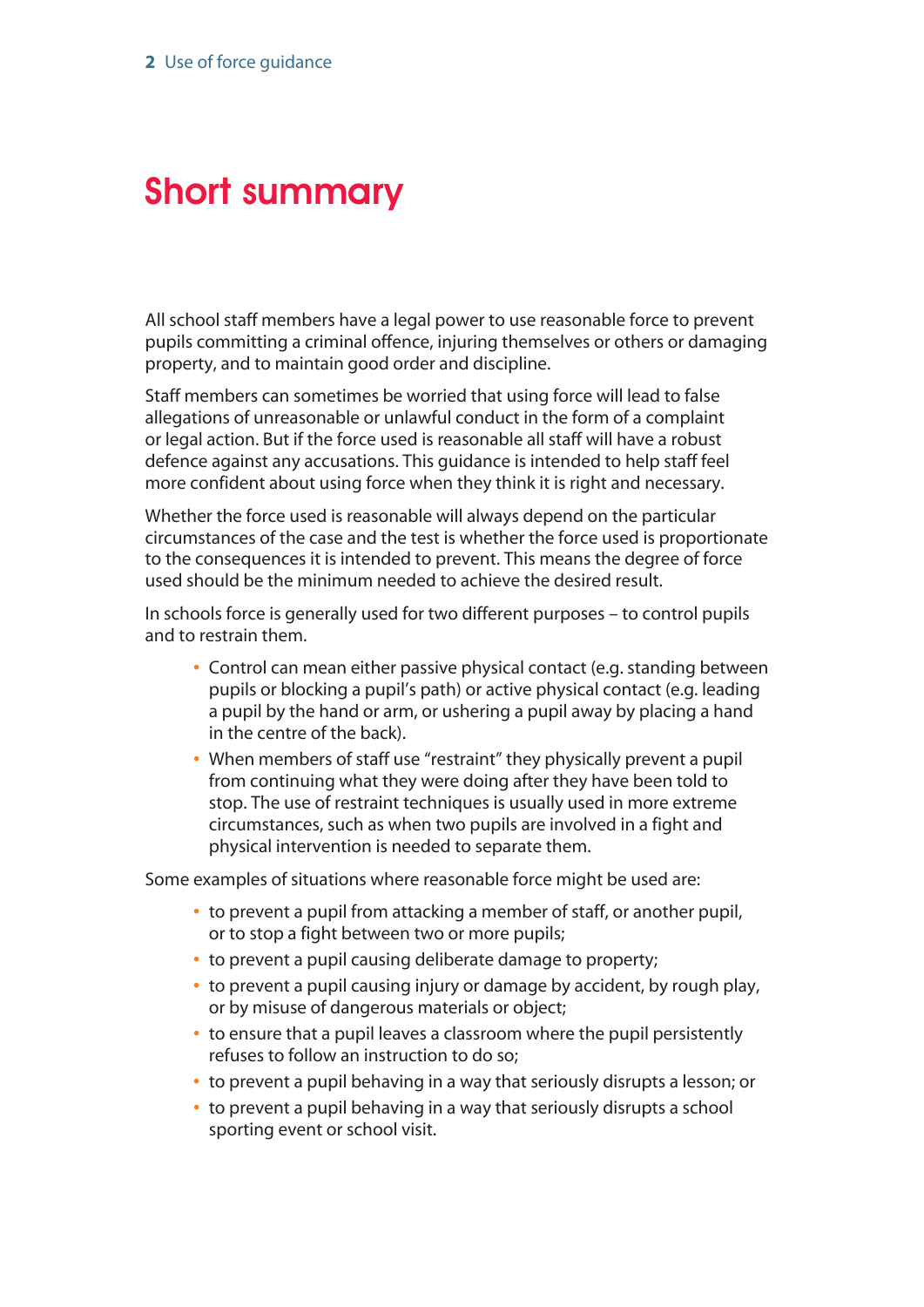# Short summary

All school staff members have a legal power to use reasonable force to prevent pupils committing a criminal offence, injuring themselves or others or damaging property, and to maintain good order and discipline.

Staff members can sometimes be worried that using force will lead to false allegations of unreasonable or unlawful conduct in the form of a complaint or legal action. But if the force used is reasonable all staff will have a robust defence against any accusations. This guidance is intended to help staff feel more confident about using force when they think it is right and necessary.

Whether the force used is reasonable will always depend on the particular circumstances of the case and the test is whether the force used is proportionate to the consequences it is intended to prevent. This means the degree of force used should be the minimum needed to achieve the desired result.

In schools force is generally used for two different purposes – to control pupils and to restrain them.

- Control can mean either passive physical contact (e.g. standing between pupils or blocking a pupil's path) or active physical contact (e.g. leading a pupil by the hand or arm, or ushering a pupil away by placing a hand in the centre of the back).
- When members of staff use "restraint" they physically prevent a pupil from continuing what they were doing after they have been told to stop. The use of restraint techniques is usually used in more extreme circumstances, such as when two pupils are involved in a fight and physical intervention is needed to separate them.

Some examples of situations where reasonable force might be used are:

- to prevent a pupil from attacking a member of staff, or another pupil, or to stop a fight between two or more pupils;
- to prevent a pupil causing deliberate damage to property;
- to prevent a pupil causing injury or damage by accident, by rough play, or by misuse of dangerous materials or object;
- to ensure that a pupil leaves a classroom where the pupil persistently refuses to follow an instruction to do so;
- to prevent a pupil behaving in a way that seriously disrupts a lesson; or
- to prevent a pupil behaving in a way that seriously disrupts a school sporting event or school visit.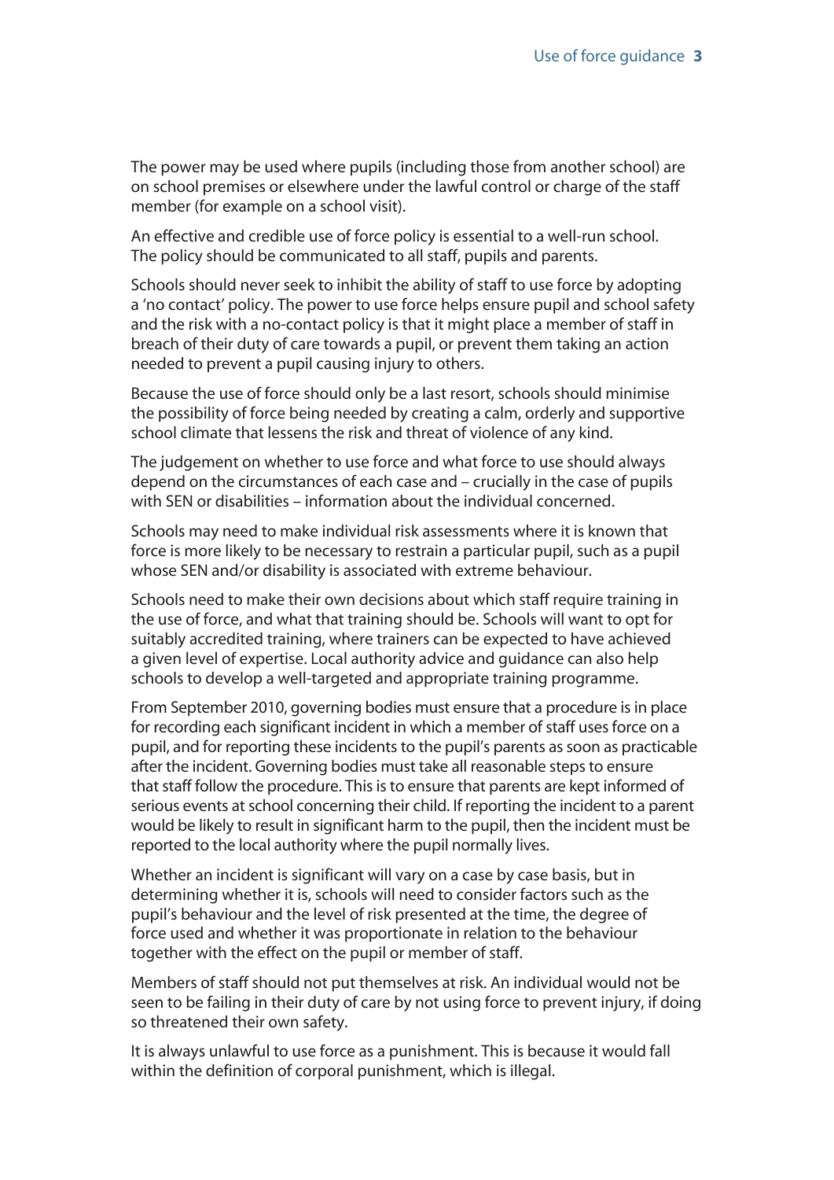The power may be used where pupils (including those from another school) are on school premises or elsewhere under the lawful control or charge of the staff member (for example on a school visit).

An effective and credible use of force policy is essential to a well-run school. The policy should be communicated to all staff, pupils and parents.

Schools should never seek to inhibit the ability of staff to use force by adopting a 'no contact' policy. The power to use force helps ensure pupil and school safety and the risk with a no-contact policy is that it might place a member of staff in breach of their duty of care towards a pupil, or prevent them taking an action needed to prevent a pupil causing injury to others.

Because the use of force should only be a last resort, schools should minimise the possibility of force being needed by creating a calm, orderly and supportive school climate that lessens the risk and threat of violence of any kind.

The judgement on whether to use force and what force to use should always depend on the circumstances of each case and – crucially in the case of pupils with SEN or disabilities – information about the individual concerned.

Schools may need to make individual risk assessments where it is known that force is more likely to be necessary to restrain a particular pupil, such as a pupil whose SEN and/or disability is associated with extreme behaviour.

Schools need to make their own decisions about which staff require training in the use of force, and what that training should be. Schools will want to opt for suitably accredited training, where trainers can be expected to have achieved a given level of expertise. Local authority advice and guidance can also help schools to develop a well-targeted and appropriate training programme.

From September 2010, governing bodies must ensure that a procedure is in place for recording each significant incident in which a member of staff uses force on a pupil, and for reporting these incidents to the pupil's parents as soon as practicable after the incident. Governing bodies must take all reasonable steps to ensure that staff follow the procedure. This is to ensure that parents are kept informed of serious events at school concerning their child. If reporting the incident to a parent would be likely to result in significant harm to the pupil, then the incident must be reported to the local authority where the pupil normally lives.

Whether an incident is significant will vary on a case by case basis, but in determining whether it is, schools will need to consider factors such as the pupil's behaviour and the level of risk presented at the time, the degree of force used and whether it was proportionate in relation to the behaviour together with the effect on the pupil or member of staff.

Members of staff should not put themselves at risk. An individual would not be seen to be failing in their duty of care by not using force to prevent injury, if doing so threatened their own safety.

It is always unlawful to use force as a punishment. This is because it would fall within the definition of corporal punishment, which is illegal.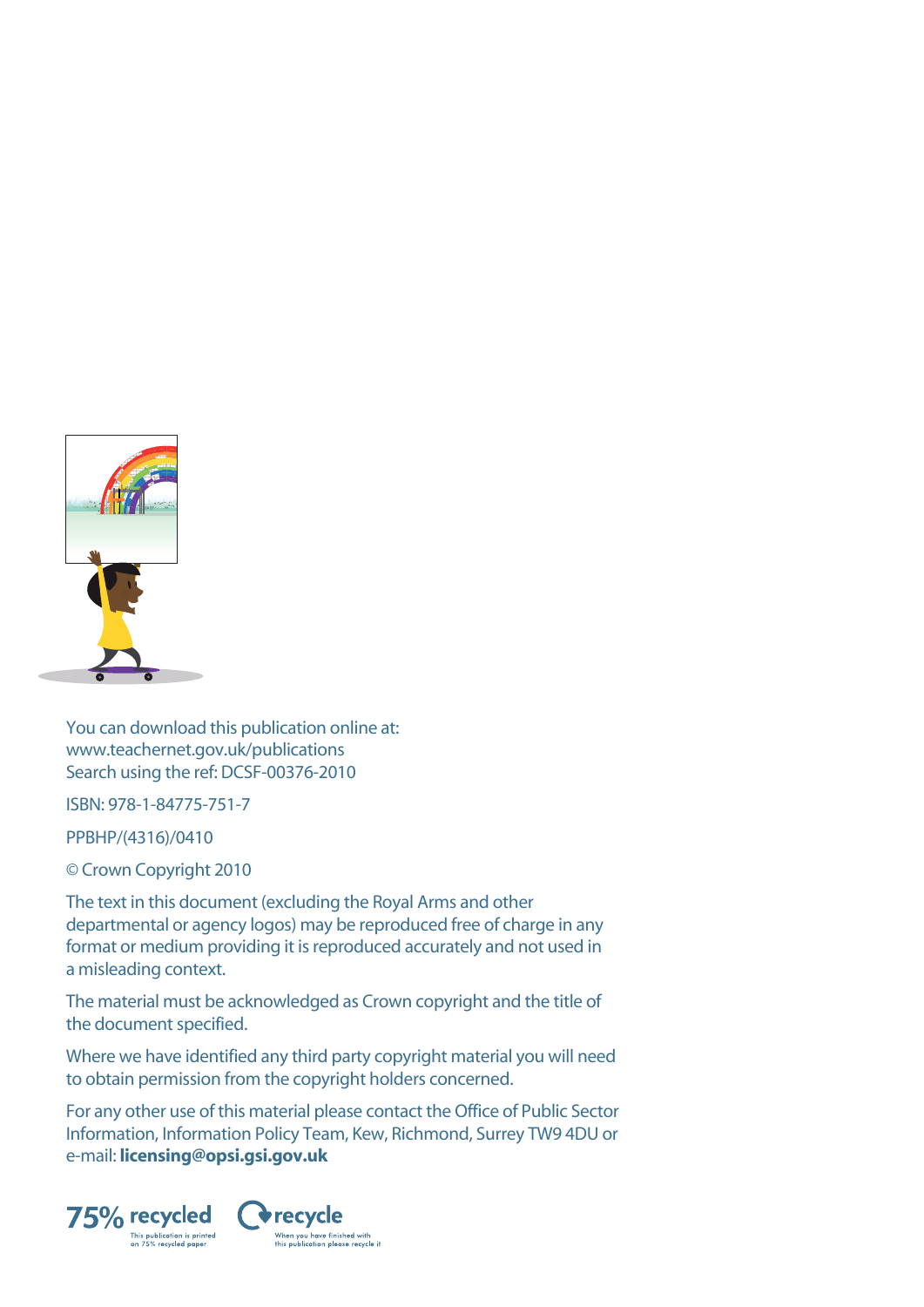You can download this publication online at:
www.teachernet.gov.uk/publications
Search using the ref: DCSF-00376-2010

ISBN: 978-1-84775-751-7

PPBHP/(4316)/0410

© Crown Copyright 2010

The text in this document (excluding the Royal Arms and other departmental or agency logos) may be reproduced free of charge in any format or medium providing it is reproduced accurately and not used in a misleading context.

The material must be acknowledged as Crown copyright and the title of the document specified.

Where we have identified any third party copyright material you will need to obtain permission from the copyright holders concerned.

For any other use of this material please contact the Office of Public Sector Information, Information Policy Team, Kew, Richmond, Surrey TW9 4DU or e-mail: **licensing@opsi.gsi.gov.uk**

**75% recycled**
This publication is printed on 75% recycled paper

**recycle**
When you have finished with this publication please recycle it